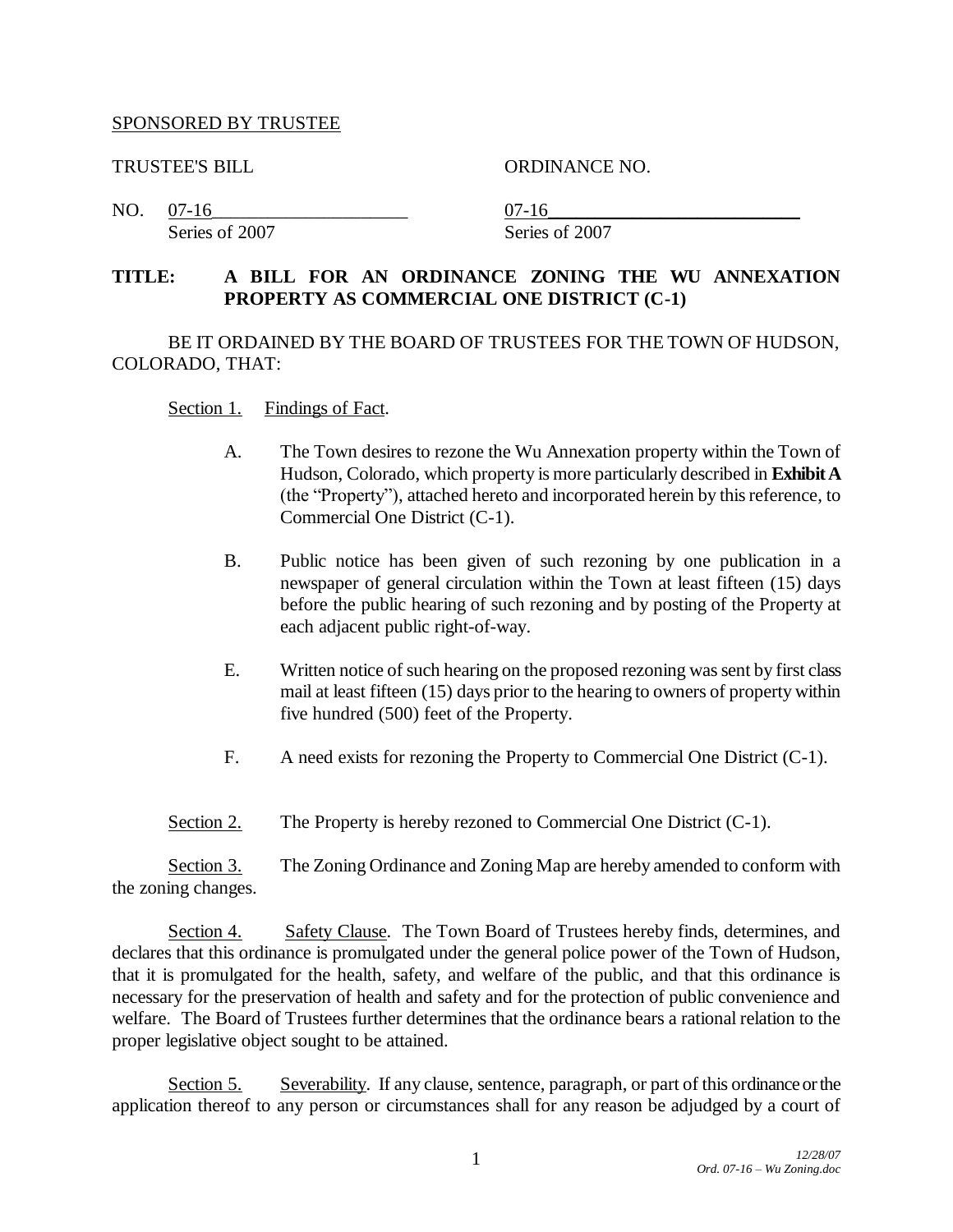SPONSORED BY TRUSTEE

TRUSTEE'S BILL ORDINANCE NO.

NO. 07-16 Series of 2007 07-16 Series of 2007

**TITLE: A BILL FOR AN ORDINANCE ZONING THE WU ANNEXATION PROPERTY AS COMMERCIAL ONE DISTRICT (C-1)**

BE IT ORDAINED BY THE BOARD OF TRUSTEES FOR THE TOWN OF HUDSON, COLORADO, THAT:

Section 1. Findings of Fact.

A. The Town desires to rezone the Wu Annexation property within the Town of Hudson, Colorado, which property is more particularly described in **Exhibit A** (the "Property"), attached hereto and incorporated herein by this reference, to Commercial One District (C-1).

B. Public notice has been given of such rezoning by one publication in a newspaper of general circulation within the Town at least fifteen (15) days before the public hearing of such rezoning and by posting of the Property at each adjacent public right-of-way.

E. Written notice of such hearing on the proposed rezoning was sent by first class mail at least fifteen (15) days prior to the hearing to owners of property within five hundred (500) feet of the Property.

F. A need exists for rezoning the Property to Commercial One District (C-1).

Section 2. The Property is hereby rezoned to Commercial One District (C-1).

Section 3. The Zoning Ordinance and Zoning Map are hereby amended to conform with the zoning changes.

Section 4. Safety Clause. The Town Board of Trustees hereby finds, determines, and declares that this ordinance is promulgated under the general police power of the Town of Hudson, that it is promulgated for the health, safety, and welfare of the public, and that this ordinance is necessary for the preservation of health and safety and for the protection of public convenience and welfare. The Board of Trustees further determines that the ordinance bears a rational relation to the proper legislative object sought to be attained.

Section 5. Severability. If any clause, sentence, paragraph, or part of this ordinance or the application thereof to any person or circumstances shall for any reason be adjudged by a court of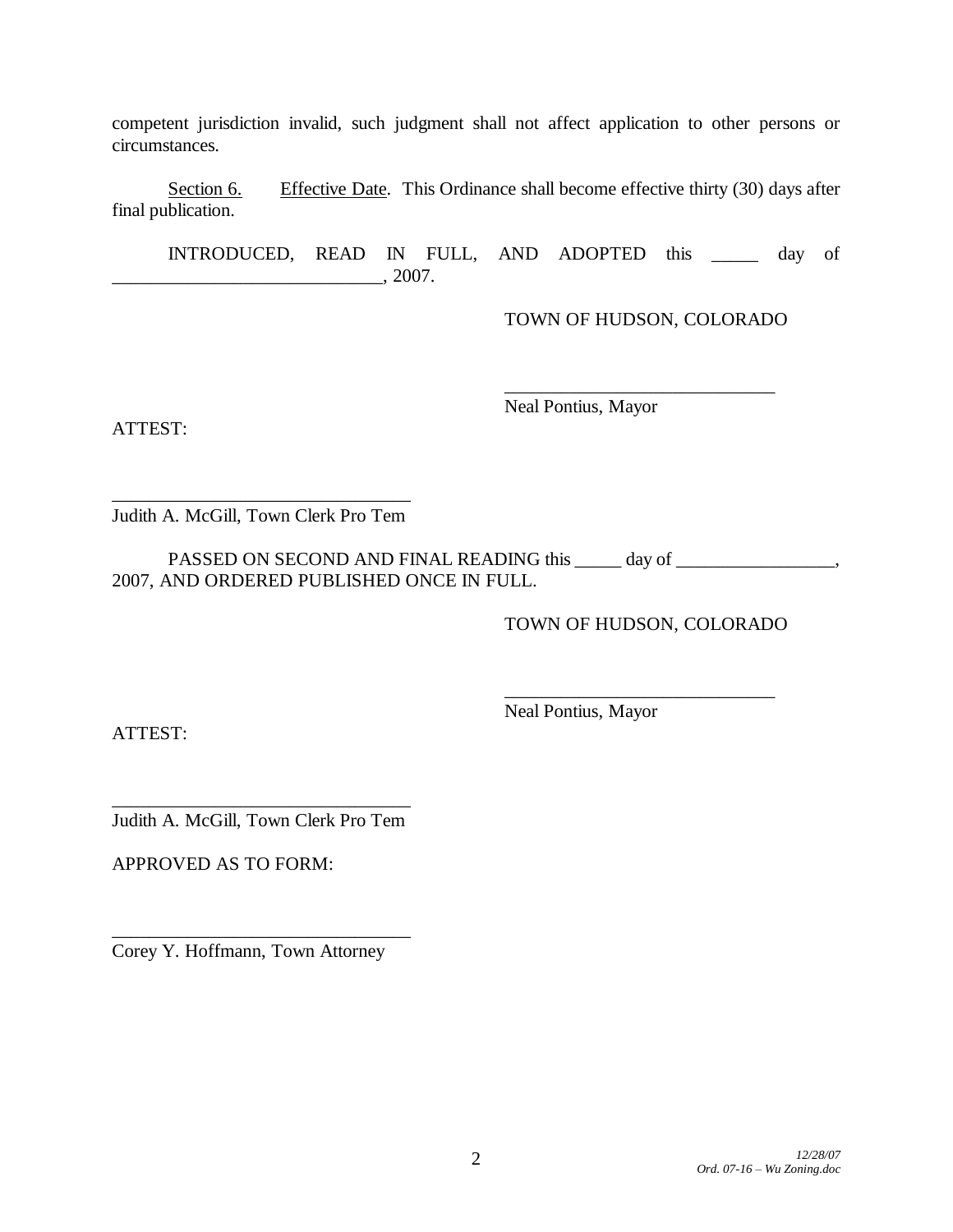competent jurisdiction invalid, such judgment shall not affect application to other persons or circumstances.

Section 6. Effective Date. This Ordinance shall become effective thirty (30) days after final publication.

INTRODUCED, READ IN FULL, AND ADOPTED this _____ day of _____________________________, 2007.

TOWN OF HUDSON, COLORADO

_____________________________
Neal Pontius, Mayor

ATTEST:

________________________________
Judith A. McGill, Town Clerk Pro Tem

PASSED ON SECOND AND FINAL READING this _____ day of _________________, 2007, AND ORDERED PUBLISHED ONCE IN FULL.

TOWN OF HUDSON, COLORADO

_____________________________
Neal Pontius, Mayor

ATTEST:

________________________________
Judith A. McGill, Town Clerk Pro Tem

APPROVED AS TO FORM:

________________________________
Corey Y. Hoffmann, Town Attorney